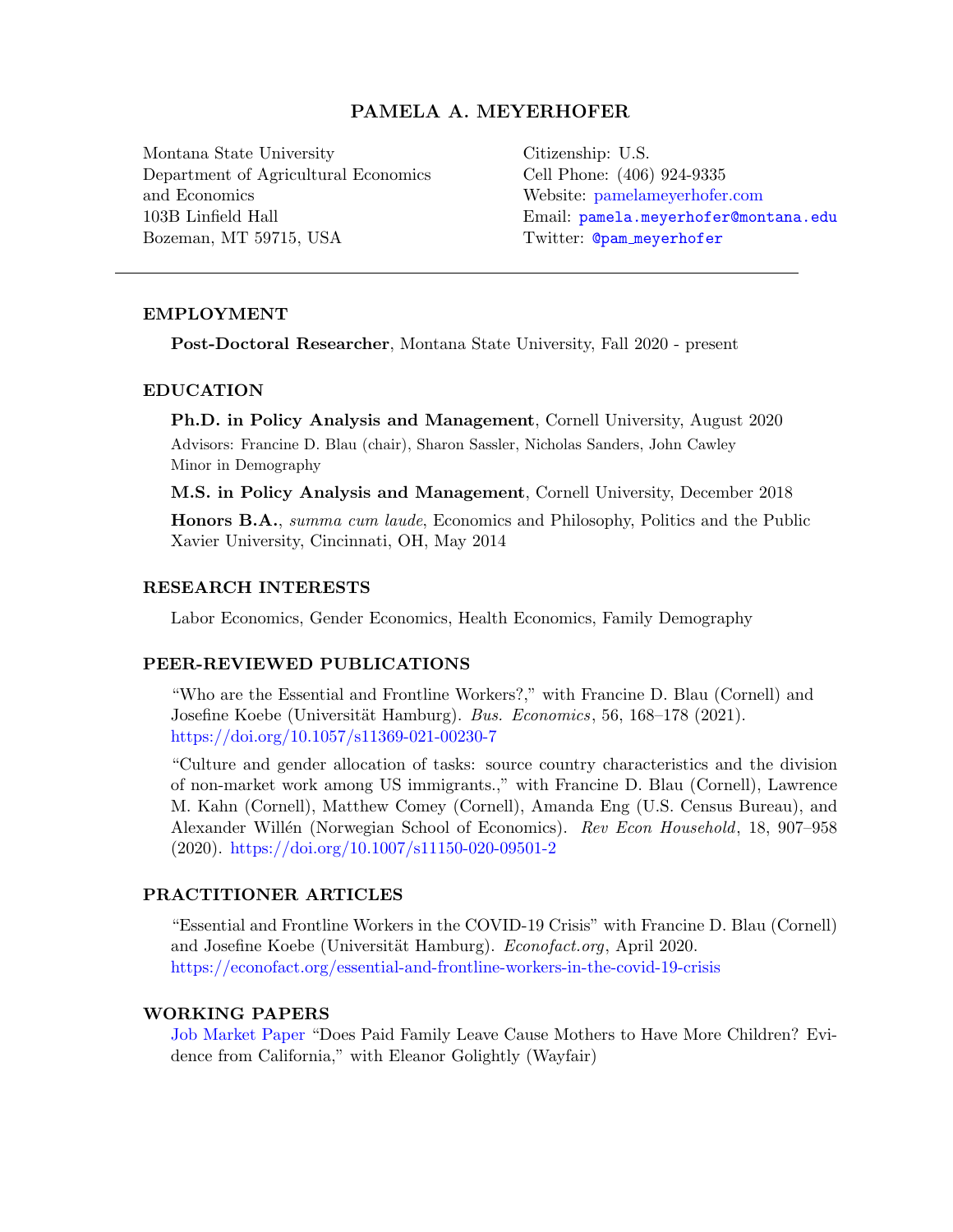# PAMELA A. MEYERHOFER

Montana State University
Department of Agricultural Economics and Economics
103B Linfield Hall
Bozeman, MT 59715, USA

Citizenship: U.S.
Cell Phone: (406) 924-9335
Website: pamelameyerhofer.com
Email: pamela.meyerhofer@montana.edu
Twitter: @pam_meyerhofer

---

## EMPLOYMENT

**Post-Doctoral Researcher**, Montana State University, Fall 2020 - present

## EDUCATION

**Ph.D. in Policy Analysis and Management**, Cornell University, August 2020
Advisors: Francine D. Blau (chair), Sharon Sassler, Nicholas Sanders, John Cawley
Minor in Demography

**M.S. in Policy Analysis and Management**, Cornell University, December 2018

**Honors B.A.**, *summa cum laude*, Economics and Philosophy, Politics and the Public
Xavier University, Cincinnati, OH, May 2014

## RESEARCH INTERESTS

Labor Economics, Gender Economics, Health Economics, Family Demography

## PEER-REVIEWED PUBLICATIONS

"Who are the Essential and Frontline Workers?," with Francine D. Blau (Cornell) and Josefine Koebe (Universität Hamburg). *Bus. Economics*, 56, 168–178 (2021). https://doi.org/10.1057/s11369-021-00230-7

"Culture and gender allocation of tasks: source country characteristics and the division of non-market work among US immigrants.," with Francine D. Blau (Cornell), Lawrence M. Kahn (Cornell), Matthew Comey (Cornell), Amanda Eng (U.S. Census Bureau), and Alexander Willén (Norwegian School of Economics). *Rev Econ Household*, 18, 907–958 (2020). https://doi.org/10.1007/s11150-020-09501-2

## PRACTITIONER ARTICLES

"Essential and Frontline Workers in the COVID-19 Crisis" with Francine D. Blau (Cornell) and Josefine Koebe (Universität Hamburg). *Econofact.org*, April 2020. https://econofact.org/essential-and-frontline-workers-in-the-covid-19-crisis

## WORKING PAPERS

Job Market Paper "Does Paid Family Leave Cause Mothers to Have More Children? Evidence from California," with Eleanor Golightly (Wayfair)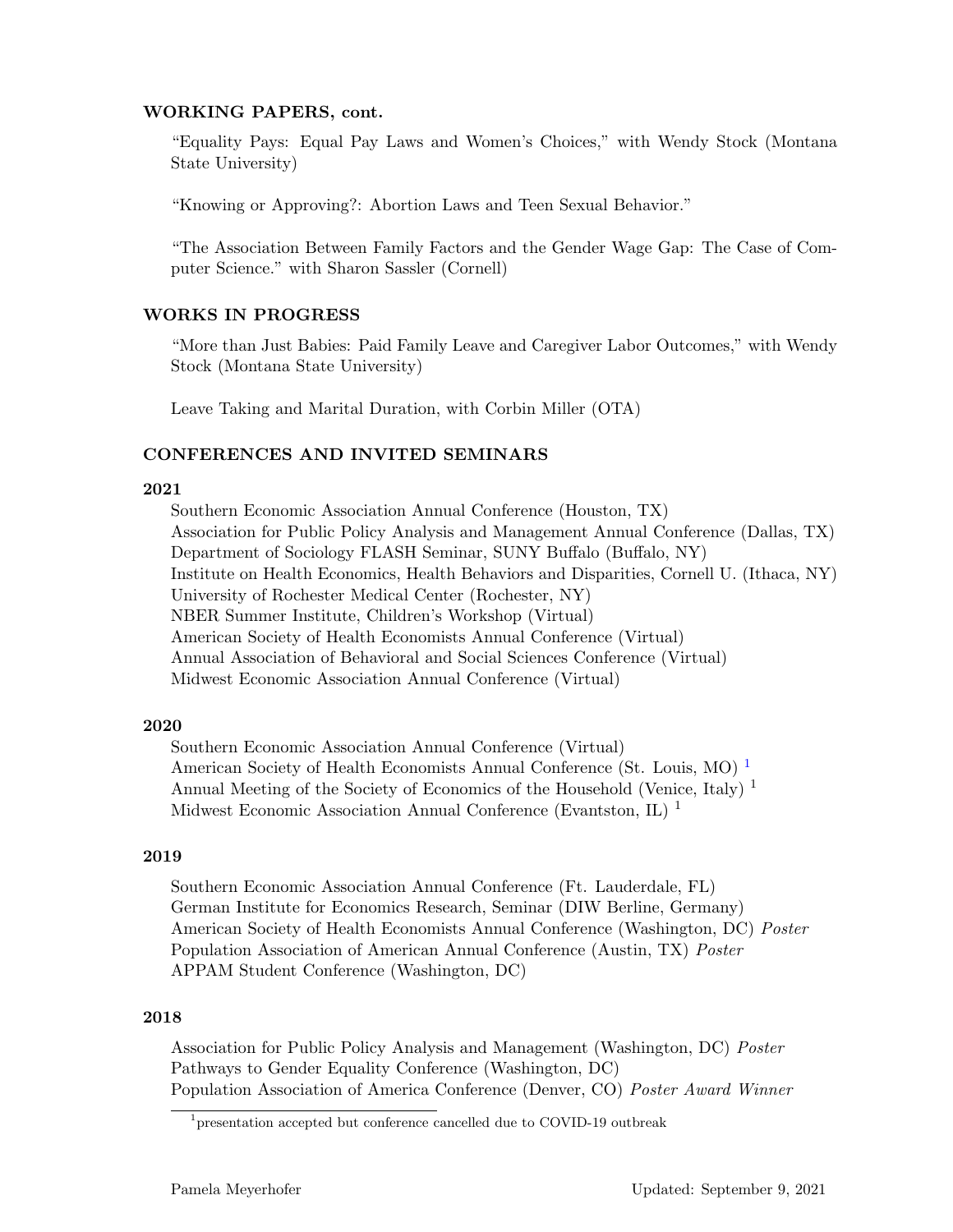## WORKING PAPERS, cont.

"Equality Pays: Equal Pay Laws and Women's Choices," with Wendy Stock (Montana State University)

"Knowing or Approving?: Abortion Laws and Teen Sexual Behavior."

"The Association Between Family Factors and the Gender Wage Gap: The Case of Computer Science." with Sharon Sassler (Cornell)

## WORKS IN PROGRESS

"More than Just Babies: Paid Family Leave and Caregiver Labor Outcomes," with Wendy Stock (Montana State University)

Leave Taking and Marital Duration, with Corbin Miller (OTA)

## CONFERENCES AND INVITED SEMINARS

### 2021

Southern Economic Association Annual Conference (Houston, TX)
Association for Public Policy Analysis and Management Annual Conference (Dallas, TX)
Department of Sociology FLASH Seminar, SUNY Buffalo (Buffalo, NY)
Institute on Health Economics, Health Behaviors and Disparities, Cornell U. (Ithaca, NY)
University of Rochester Medical Center (Rochester, NY)
NBER Summer Institute, Children's Workshop (Virtual)
American Society of Health Economists Annual Conference (Virtual)
Annual Association of Behavioral and Social Sciences Conference (Virtual)
Midwest Economic Association Annual Conference (Virtual)

### 2020

Southern Economic Association Annual Conference (Virtual)
American Society of Health Economists Annual Conference (St. Louis, MO) [1]
Annual Meeting of the Society of Economics of the Household (Venice, Italy) [1]
Midwest Economic Association Annual Conference (Evantston, IL) [1]

### 2019

Southern Economic Association Annual Conference (Ft. Lauderdale, FL)
German Institute for Economics Research, Seminar (DIW Berline, Germany)
American Society of Health Economists Annual Conference (Washington, DC) *Poster*
Population Association of American Annual Conference (Austin, TX) *Poster*
APPAM Student Conference (Washington, DC)

### 2018

Association for Public Policy Analysis and Management (Washington, DC) *Poster*
Pathways to Gender Equality Conference (Washington, DC)
Population Association of America Conference (Denver, CO) *Poster Award Winner*

[1] presentation accepted but conference cancelled due to COVID-19 outbreak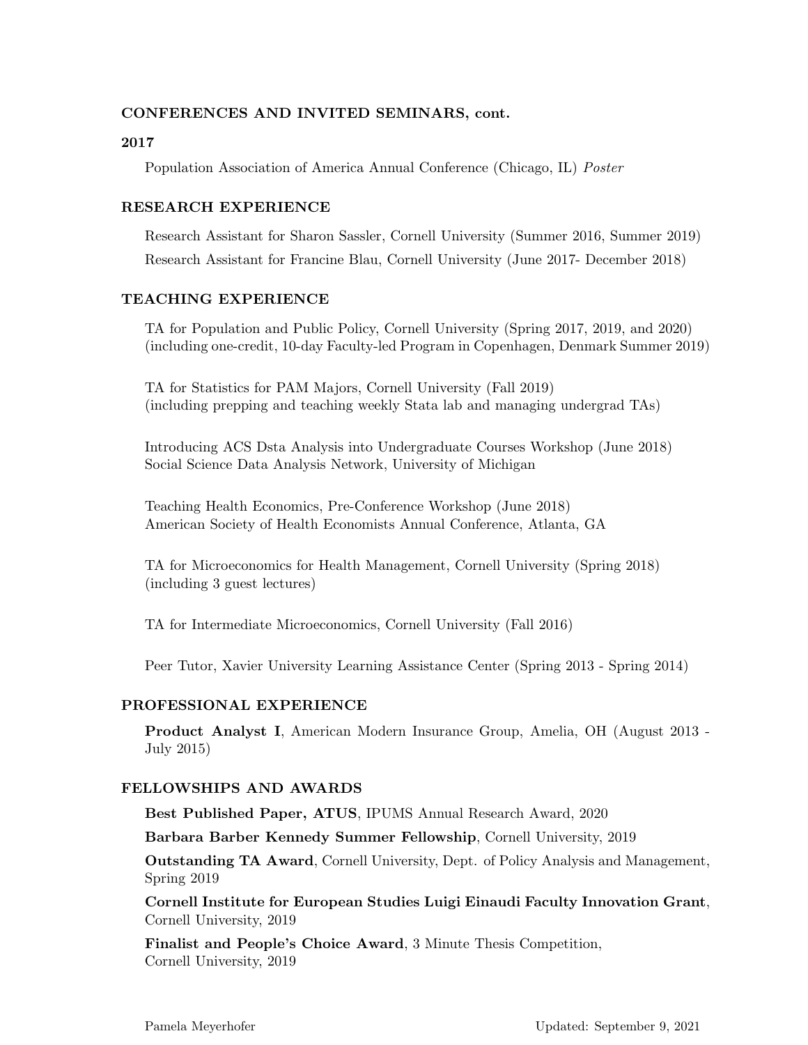## CONFERENCES AND INVITED SEMINARS, cont.

### 2017

Population Association of America Annual Conference (Chicago, IL) *Poster*

## RESEARCH EXPERIENCE

Research Assistant for Sharon Sassler, Cornell University (Summer 2016, Summer 2019)

Research Assistant for Francine Blau, Cornell University (June 2017- December 2018)

## TEACHING EXPERIENCE

TA for Population and Public Policy, Cornell University (Spring 2017, 2019, and 2020)
(including one-credit, 10-day Faculty-led Program in Copenhagen, Denmark Summer 2019)

TA for Statistics for PAM Majors, Cornell University (Fall 2019)
(including prepping and teaching weekly Stata lab and managing undergrad TAs)

Introducing ACS Dsta Analysis into Undergraduate Courses Workshop (June 2018)
Social Science Data Analysis Network, University of Michigan

Teaching Health Economics, Pre-Conference Workshop (June 2018)
American Society of Health Economists Annual Conference, Atlanta, GA

TA for Microeconomics for Health Management, Cornell University (Spring 2018)
(including 3 guest lectures)

TA for Intermediate Microeconomics, Cornell University (Fall 2016)

Peer Tutor, Xavier University Learning Assistance Center (Spring 2013 - Spring 2014)

## PROFESSIONAL EXPERIENCE

**Product Analyst I**, American Modern Insurance Group, Amelia, OH (August 2013 - July 2015)

## FELLOWSHIPS AND AWARDS

**Best Published Paper, ATUS**, IPUMS Annual Research Award, 2020

**Barbara Barber Kennedy Summer Fellowship**, Cornell University, 2019

**Outstanding TA Award**, Cornell University, Dept. of Policy Analysis and Management, Spring 2019

**Cornell Institute for European Studies Luigi Einaudi Faculty Innovation Grant**, Cornell University, 2019

**Finalist and People's Choice Award**, 3 Minute Thesis Competition,
Cornell University, 2019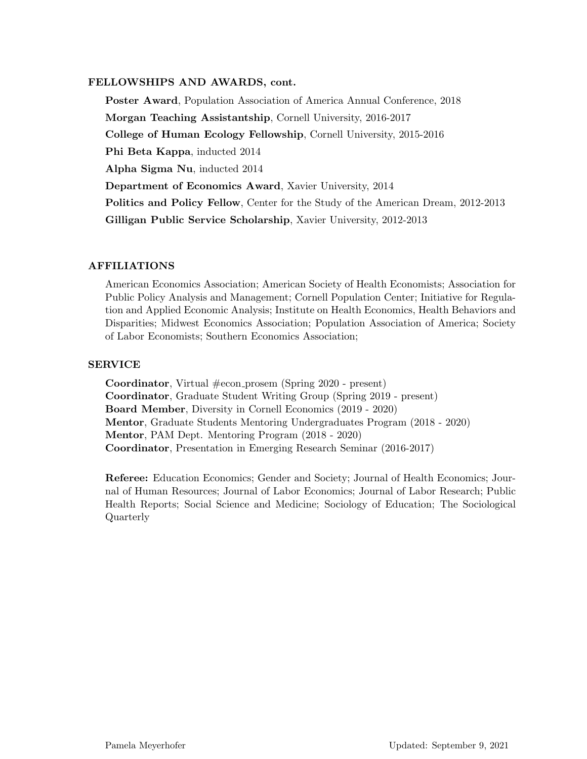## FELLOWSHIPS AND AWARDS, cont.

**Poster Award**, Population Association of America Annual Conference, 2018

**Morgan Teaching Assistantship**, Cornell University, 2016-2017

**College of Human Ecology Fellowship**, Cornell University, 2015-2016

**Phi Beta Kappa**, inducted 2014

**Alpha Sigma Nu**, inducted 2014

**Department of Economics Award**, Xavier University, 2014

**Politics and Policy Fellow**, Center for the Study of the American Dream, 2012-2013

**Gilligan Public Service Scholarship**, Xavier University, 2012-2013

## AFFILIATIONS

American Economics Association; American Society of Health Economists; Association for Public Policy Analysis and Management; Cornell Population Center; Initiative for Regulation and Applied Economic Analysis; Institute on Health Economics, Health Behaviors and Disparities; Midwest Economics Association; Population Association of America; Society of Labor Economists; Southern Economics Association;

## SERVICE

**Coordinator**, Virtual #econ_prosem (Spring 2020 - present)
**Coordinator**, Graduate Student Writing Group (Spring 2019 - present)
**Board Member**, Diversity in Cornell Economics (2019 - 2020)
**Mentor**, Graduate Students Mentoring Undergraduates Program (2018 - 2020)
**Mentor**, PAM Dept. Mentoring Program (2018 - 2020)
**Coordinator**, Presentation in Emerging Research Seminar (2016-2017)

**Referee:** Education Economics; Gender and Society; Journal of Health Economics; Journal of Human Resources; Journal of Labor Economics; Journal of Labor Research; Public Health Reports; Social Science and Medicine; Sociology of Education; The Sociological Quarterly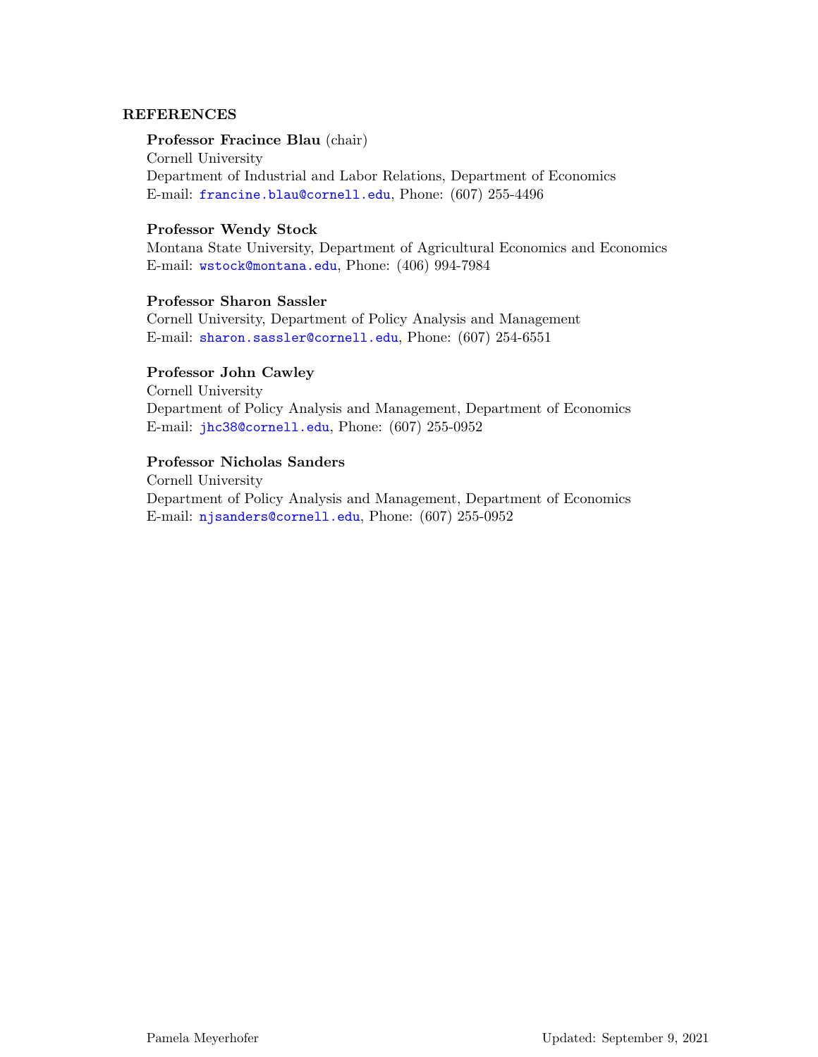## REFERENCES

**Professor Fracince Blau** (chair)
Cornell University
Department of Industrial and Labor Relations, Department of Economics
E-mail: francine.blau@cornell.edu, Phone: (607) 255-4496

**Professor Wendy Stock**
Montana State University, Department of Agricultural Economics and Economics
E-mail: wstock@montana.edu, Phone: (406) 994-7984

**Professor Sharon Sassler**
Cornell University, Department of Policy Analysis and Management
E-mail: sharon.sassler@cornell.edu, Phone: (607) 254-6551

**Professor John Cawley**
Cornell University
Department of Policy Analysis and Management, Department of Economics
E-mail: jhc38@cornell.edu, Phone: (607) 255-0952

**Professor Nicholas Sanders**
Cornell University
Department of Policy Analysis and Management, Department of Economics
E-mail: njsanders@cornell.edu, Phone: (607) 255-0952